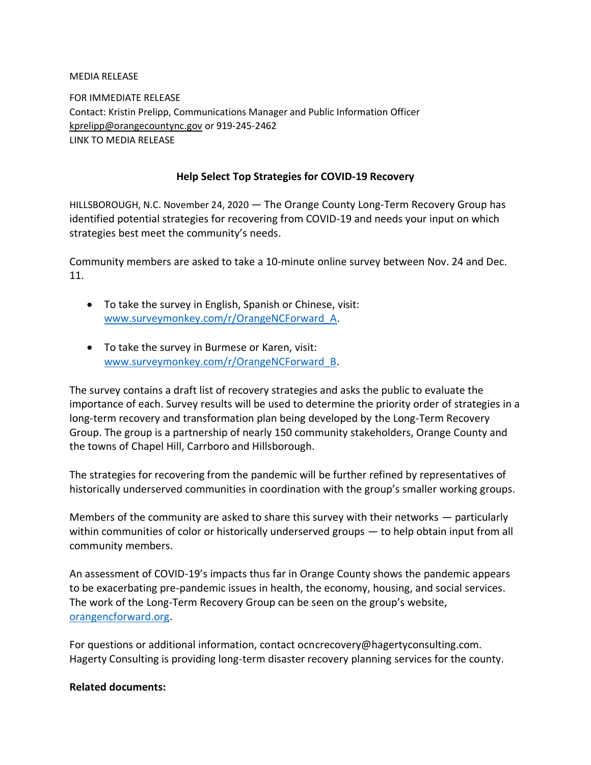MEDIA RELEASE

FOR IMMEDIATE RELEASE
Contact: Kristin Prelipp, Communications Manager and Public Information Officer
kprelipp@orangecountync.gov or 919-245-2462
LINK TO MEDIA RELEASE

## Help Select Top Strategies for COVID-19 Recovery

HILLSBOROUGH, N.C. November 24, 2020 — The Orange County Long-Term Recovery Group has identified potential strategies for recovering from COVID-19 and needs your input on which strategies best meet the community's needs.

Community members are asked to take a 10-minute online survey between Nov. 24 and Dec. 11.

- To take the survey in English, Spanish or Chinese, visit: www.surveymonkey.com/r/OrangeNCForward_A.
- To take the survey in Burmese or Karen, visit: www.surveymonkey.com/r/OrangeNCForward_B.

The survey contains a draft list of recovery strategies and asks the public to evaluate the importance of each. Survey results will be used to determine the priority order of strategies in a long-term recovery and transformation plan being developed by the Long-Term Recovery Group. The group is a partnership of nearly 150 community stakeholders, Orange County and the towns of Chapel Hill, Carrboro and Hillsborough.

The strategies for recovering from the pandemic will be further refined by representatives of historically underserved communities in coordination with the group's smaller working groups.

Members of the community are asked to share this survey with their networks — particularly within communities of color or historically underserved groups — to help obtain input from all community members.

An assessment of COVID-19's impacts thus far in Orange County shows the pandemic appears to be exacerbating pre-pandemic issues in health, the economy, housing, and social services. The work of the Long-Term Recovery Group can be seen on the group's website, orangencforward.org.

For questions or additional information, contact ocncrecovery@hagertyconsulting.com. Hagerty Consulting is providing long-term disaster recovery planning services for the county.

**Related documents:**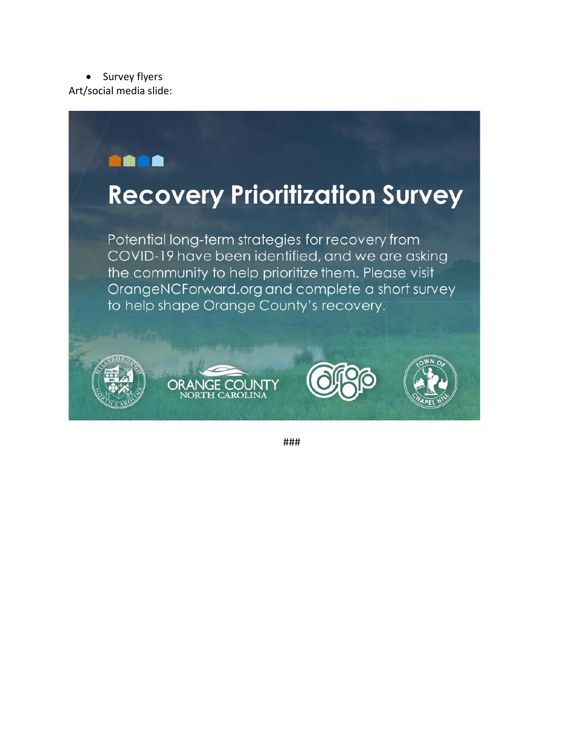- Survey flyers

Art/social media slide:

# Recovery Prioritization Survey

Potential long-term strategies for recovery from COVID-19 have been identified, and we are asking the community to help prioritize them. Please visit OrangeNCForward.org and complete a short survey to help shape Orange County's recovery.

ORANGE COUNTY
NORTH CAROLINA

###